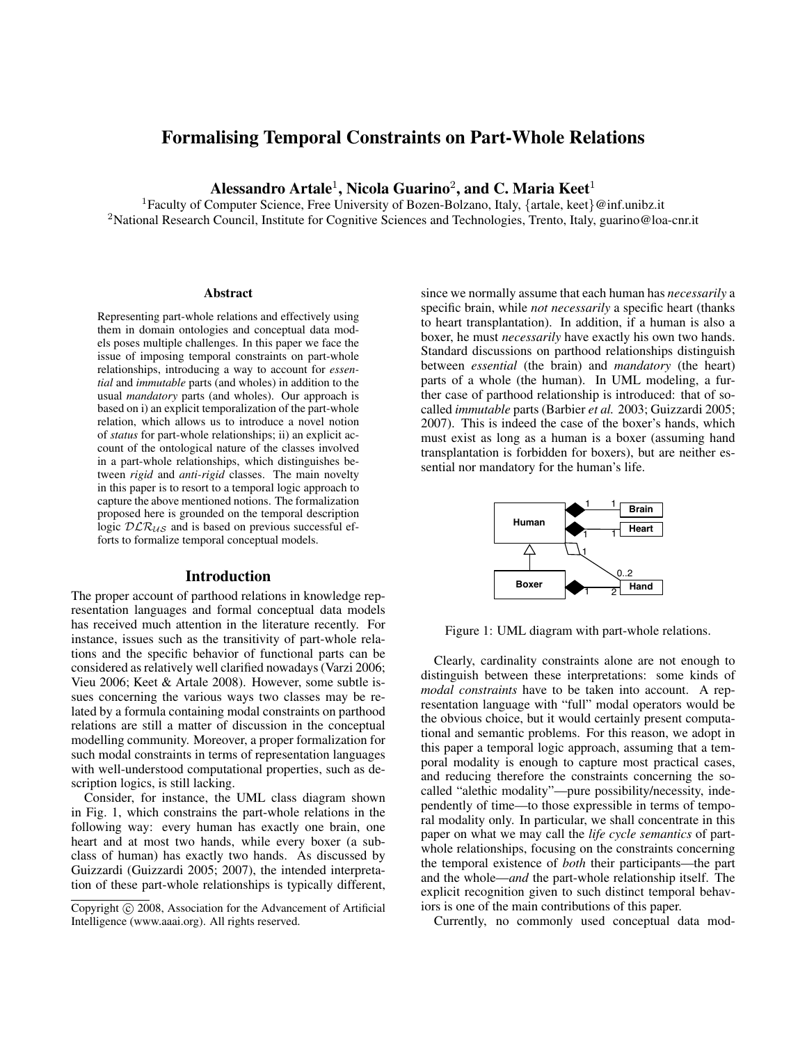# Formalising Temporal Constraints on Part-Whole Relations

**Alessandro Artale[1], Nicola Guarino[2], and C. Maria Keet[1]**

[1]Faculty of Computer Science, Free University of Bozen-Bolzano, Italy, {artale, keet}@inf.unibz.it
[2]National Research Council, Institute for Cognitive Sciences and Technologies, Trento, Italy, guarino@loa-cnr.it

### Abstract

Representing part-whole relations and effectively using them in domain ontologies and conceptual data models poses multiple challenges. In this paper we face the issue of imposing temporal constraints on part-whole relationships, introducing a way to account for *essential* and *immutable* parts (and wholes) in addition to the usual *mandatory* parts (and wholes). Our approach is based on i) an explicit temporalization of the part-whole relation, which allows us to introduce a novel notion of *status* for part-whole relationships; ii) an explicit account of the ontological nature of the classes involved in a part-whole relationships, which distinguishes between *rigid* and *anti-rigid* classes. The main novelty in this paper is to resort to a temporal logic approach to capture the above mentioned notions. The formalization proposed here is grounded on the temporal description logic $\mathcal{DLR}_{\mathcal{US}}$ and is based on previous successful efforts to formalize temporal conceptual models.

## Introduction

The proper account of parthood relations in knowledge representation languages and formal conceptual data models has received much attention in the literature recently. For instance, issues such as the transitivity of part-whole relations and the specific behavior of functional parts can be considered as relatively well clarified nowadays (Varzi 2006; Vieu 2006; Keet & Artale 2008). However, some subtle issues concerning the various ways two classes may be related by a formula containing modal constraints on parthood relations are still a matter of discussion in the conceptual modelling community. Moreover, a proper formalization for such modal constraints in terms of representation languages with well-understood computational properties, such as description logics, is still lacking.

Consider, for instance, the UML class diagram shown in Fig. 1, which constrains the part-whole relations in the following way: every human has exactly one brain, one heart and at most two hands, while every boxer (a subclass of human) has exactly two hands. As discussed by Guizzardi (Guizzardi 2005; 2007), the intended interpretation of these part-whole relationships is typically different, since we normally assume that each human has *necessarily* a specific brain, while *not necessarily* a specific heart (thanks to heart transplantation). In addition, if a human is also a boxer, he must *necessarily* have exactly his own two hands. Standard discussions on parthood relationships distinguish between *essential* (the brain) and *mandatory* (the heart) parts of a whole (the human). In UML modeling, a further case of parthood relationship is introduced: that of so-called *immutable* parts (Barbier *et al.* 2003; Guizzardi 2005; 2007). This is indeed the case of the boxer's hands, which must exist as long as a human is a boxer (assuming hand transplantation is forbidden for boxers), but are neither essential nor mandatory for the human's life.

Figure 1: UML diagram with part-whole relations.

Clearly, cardinality constraints alone are not enough to distinguish between these interpretations: some kinds of *modal constraints* have to be taken into account. A representation language with "full" modal operators would be the obvious choice, but it would certainly present computational and semantic problems. For this reason, we adopt in this paper a temporal logic approach, assuming that a temporal modality is enough to capture most practical cases, and reducing therefore the constraints concerning the so-called "alethic modality"—pure possibility/necessity, independently of time—to those expressible in terms of temporal modality only. In particular, we shall concentrate in this paper on what we may call the *life cycle semantics* of part-whole relationships, focusing on the constraints concerning the temporal existence of *both* their participants—the part and the whole—*and* the part-whole relationship itself. The explicit recognition given to such distinct temporal behaviors is one of the main contributions of this paper.

Currently, no commonly used conceptual data mod-

Copyright © 2008, Association for the Advancement of Artificial Intelligence (www.aaai.org). All rights reserved.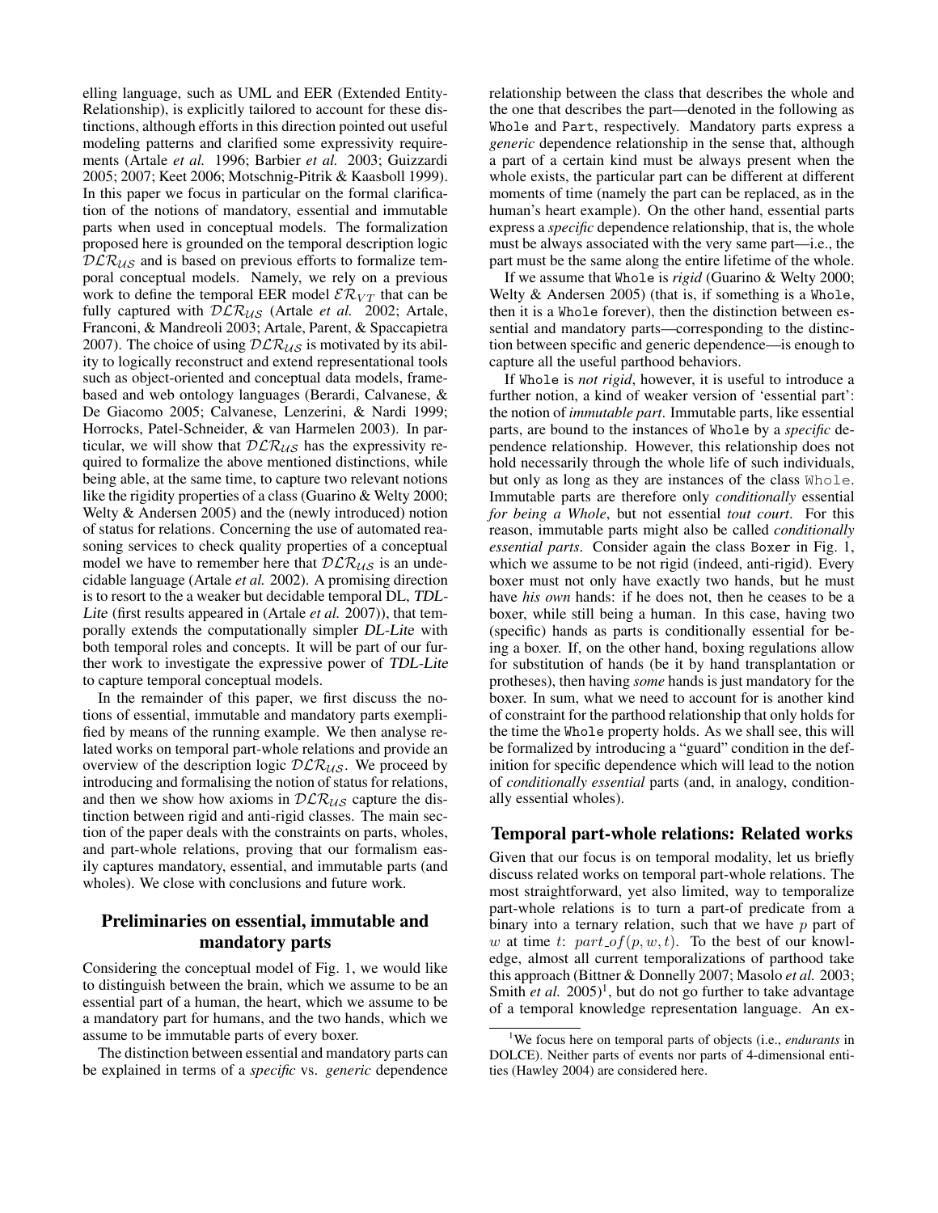elling language, such as UML and EER (Extended Entity-Relationship), is explicitly tailored to account for these distinctions, although efforts in this direction pointed out useful modeling patterns and clarified some expressivity requirements (Artale *et al.* 1996; Barbier *et al.* 2003; Guizzardi 2005; 2007; Keet 2006; Motschnig-Pitrik & Kaasboll 1999). In this paper we focus in particular on the formal clarification of the notions of mandatory, essential and immutable parts when used in conceptual models. The formalization proposed here is grounded on the temporal description logic $\mathcal{DLR}_{\mathcal{US}}$ and is based on previous efforts to formalize temporal conceptual models. Namely, we rely on a previous work to define the temporal EER model $\mathcal{ER}_{VT}$ that can be fully captured with $\mathcal{DLR}_{\mathcal{US}}$ (Artale *et al.* 2002; Artale, Franconi, & Mandreoli 2003; Artale, Parent, & Spaccapietra 2007). The choice of using $\mathcal{DLR}_{\mathcal{US}}$ is motivated by its ability to logically reconstruct and extend representational tools such as object-oriented and conceptual data models, frame-based and web ontology languages (Berardi, Calvanese, & De Giacomo 2005; Calvanese, Lenzerini, & Nardi 1999; Horrocks, Patel-Schneider, & van Harmelen 2003). In particular, we will show that $\mathcal{DLR}_{\mathcal{US}}$ has the expressivity required to formalize the above mentioned distinctions, while being able, at the same time, to capture two relevant notions like the rigidity properties of a class (Guarino & Welty 2000; Welty & Andersen 2005) and the (newly introduced) notion of status for relations. Concerning the use of automated reasoning services to check quality properties of a conceptual model we have to remember here that $\mathcal{DLR}_{\mathcal{US}}$ is an undecidable language (Artale *et al.* 2002). A promising direction is to resort to the a weaker but decidable temporal DL, *TDL-Lite* (first results appeared in (Artale *et al.* 2007)), that temporally extends the computationally simpler *DL-Lite* with both temporal roles and concepts. It will be part of our further work to investigate the expressive power of *TDL-Lite* to capture temporal conceptual models.

In the remainder of this paper, we first discuss the notions of essential, immutable and mandatory parts exemplified by means of the running example. We then analyse related works on temporal part-whole relations and provide an overview of the description logic $\mathcal{DLR}_{\mathcal{US}}$. We proceed by introducing and formalising the notion of status for relations, and then we show how axioms in $\mathcal{DLR}_{\mathcal{US}}$ capture the distinction between rigid and anti-rigid classes. The main section of the paper deals with the constraints on parts, wholes, and part-whole relations, proving that our formalism easily captures mandatory, essential, and immutable parts (and wholes). We close with conclusions and future work.

## Preliminaries on essential, immutable and mandatory parts

Considering the conceptual model of Fig. 1, we would like to distinguish between the brain, which we assume to be an essential part of a human, the heart, which we assume to be a mandatory part for humans, and the two hands, which we assume to be immutable parts of every boxer.

The distinction between essential and mandatory parts can be explained in terms of a *specific* vs. *generic* dependence relationship between the class that describes the whole and the one that describes the part—denoted in the following as Whole and Part, respectively. Mandatory parts express a *generic* dependence relationship in the sense that, although a part of a certain kind must be always present when the whole exists, the particular part can be different at different moments of time (namely the part can be replaced, as in the human's heart example). On the other hand, essential parts express a *specific* dependence relationship, that is, the whole must be always associated with the very same part—i.e., the part must be the same along the entire lifetime of the whole.

If we assume that Whole is *rigid* (Guarino & Welty 2000; Welty & Andersen 2005) (that is, if something is a Whole, then it is a Whole forever), then the distinction between essential and mandatory parts—corresponding to the distinction between specific and generic dependence—is enough to capture all the useful parthood behaviors.

If Whole is *not rigid*, however, it is useful to introduce a further notion, a kind of weaker version of 'essential part': the notion of *immutable part*. Immutable parts, like essential parts, are bound to the instances of Whole by a *specific* dependence relationship. However, this relationship does not hold necessarily through the whole life of such individuals, but only as long as they are instances of the class Whole. Immutable parts are therefore only *conditionally* essential *for being a Whole*, but not essential *tout court*. For this reason, immutable parts might also be called *conditionally essential parts*. Consider again the class Boxer in Fig. 1, which we assume to be not rigid (indeed, anti-rigid). Every boxer must not only have exactly two hands, but he must have *his own* hands: if he does not, then he ceases to be a boxer, while still being a human. In this case, having two (specific) hands as parts is conditionally essential for being a boxer. If, on the other hand, boxing regulations allow for substitution of hands (be it by hand transplantation or protheses), then having *some* hands is just mandatory for the boxer. In sum, what we need to account for is another kind of constraint for the parthood relationship that only holds for the time the Whole property holds. As we shall see, this will be formalized by introducing a "guard" condition in the definition for specific dependence which will lead to the notion of *conditionally essential* parts (and, in analogy, conditionally essential wholes).

## Temporal part-whole relations: Related works

Given that our focus is on temporal modality, let us briefly discuss related works on temporal part-whole relations. The most straightforward, yet also limited, way to temporalize part-whole relations is to turn a part-of predicate from a binary into a ternary relation, such that we have $p$ part of $w$ at time $t$: $part\_of(p, w, t)$. To the best of our knowledge, almost all current temporalizations of parthood take this approach (Bittner & Donnelly 2007; Masolo *et al.* 2003; Smith *et al.* 2005)[1], but do not go further to take advantage of a temporal knowledge representation language. An ex-

[1]We focus here on temporal parts of objects (i.e., *endurants* in DOLCE). Neither parts of events nor parts of 4-dimensional entities (Hawley 2004) are considered here.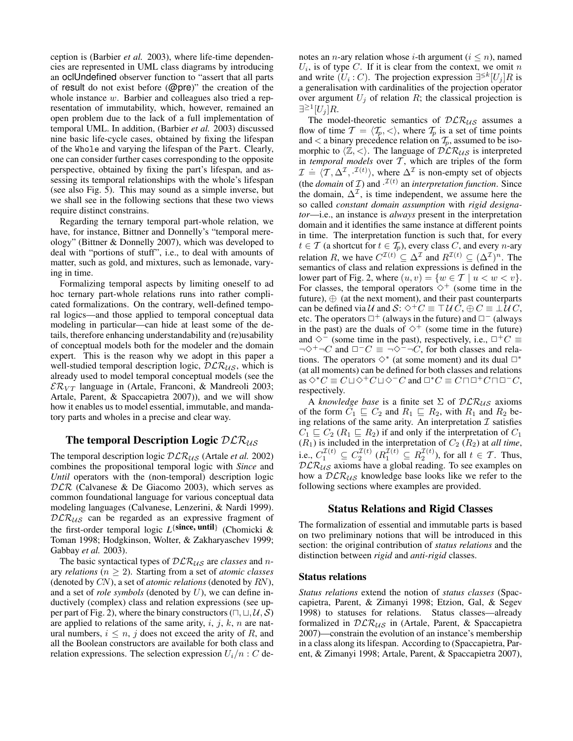ception is (Barbier *et al.* 2003), where life-time dependencies are represented in UML class diagrams by introducing an oclUndefined observer function to "assert that all parts of result do not exist before (@pre)" the creation of the whole instance $w$. Barbier and colleagues also tried a representation of immutability, which, however, remained an open problem due to the lack of a full implementation of temporal UML. In addition, (Barbier *et al.* 2003) discussed nine basic life-cycle cases, obtained by fixing the lifespan of the `Whole` and varying the lifespan of the `Part`. Clearly, one can consider further cases corresponding to the opposite perspective, obtained by fixing the part's lifespan, and assessing its temporal relationships with the whole's lifespan (see also Fig. 5). This may sound as a simple inverse, but we shall see in the following sections that these two views require distinct constrains.

Regarding the ternary temporal part-whole relation, we have, for instance, Bittner and Donnelly's "temporal mereology" (Bittner & Donnelly 2007), which was developed to deal with "portions of stuff", i.e., to deal with amounts of matter, such as gold, and mixtures, such as lemonade, varying in time.

Formalizing temporal aspects by limiting oneself to ad hoc ternary part-whole relations runs into rather complicated formalizations. On the contrary, well-defined temporal logics—and those applied to temporal conceptual data modeling in particular—can hide at least some of the details, therefore enhancing understandability and (re)usability of conceptual models both for the modeler and the domain expert. This is the reason why we adopt in this paper a well-studied temporal description logic, $\mathcal{DLR}_{\mathcal{US}}$, which is already used to model temporal conceptual models (see the $\mathcal{ER}_{VT}$ language in (Artale, Franconi, & Mandreoli 2003; Artale, Parent, & Spaccapietra 2007)), and we will show how it enables us to model essential, immutable, and mandatory parts and wholes in a precise and clear way.

## The temporal Description Logic $\mathcal{DLR}_{\mathcal{US}}$

The temporal description logic $\mathcal{DLR}_{\mathcal{US}}$ (Artale *et al.* 2002) combines the propositional temporal logic with *Since* and *Until* operators with the (non-temporal) description logic $\mathcal{DLR}$ (Calvanese & De Giacomo 2003), which serves as common foundational language for various conceptual data modeling languages (Calvanese, Lenzerini, & Nardi 1999). $\mathcal{DLR}_{\mathcal{US}}$ can be regarded as an expressive fragment of the first-order temporal logic $L^{\{\textbf{since, until}\}}$ (Chomicki & Toman 1998; Hodgkinson, Wolter, & Zakharyaschev 1999; Gabbay *et al.* 2003).

The basic syntactical types of $\mathcal{DLR}_{\mathcal{US}}$ are *classes* and $n$-ary *relations* ($n \geq 2$). Starting from a set of *atomic classes* (denoted by $CN$), a set of *atomic relations* (denoted by $RN$), and a set of *role symbols* (denoted by $U$), we can define inductively (complex) class and relation expressions (see upper part of Fig. 2), where the binary constructors ($\sqcap, \sqcup, \mathcal{U}, \mathcal{S}$) are applied to relations of the same arity, $i$, $j$, $k$, $n$ are natural numbers, $i \leq n$, $j$ does not exceed the arity of $R$, and all the Boolean constructors are available for both class and relation expressions. The selection expression $U_i/n : C$ denotes an $n$-ary relation whose $i$-th argument ($i \leq n$), named $U_i$, is of type $C$. If it is clear from the context, we omit $n$ and write $(U_i : C)$. The projection expression $\exists^{\lessgtr k}[U_j]R$ is a generalisation with cardinalities of the projection operator over argument $U_j$ of relation $R$; the classical projection is $\exists^{\geq 1}[U_j]R$.

The model-theoretic semantics of $\mathcal{DLR}_{\mathcal{US}}$ assumes a flow of time $\mathcal{T} = \langle \mathcal{T}_p, < \rangle$, where $\mathcal{T}_p$ is a set of time points and $<$ a binary precedence relation on $\mathcal{T}_p$, assumed to be isomorphic to $\langle \mathbb{Z}, < \rangle$. The language of $\mathcal{DLR}_{\mathcal{US}}$ is interpreted in *temporal models* over $\mathcal{T}$, which are triples of the form $\mathcal{I} \doteq \langle \mathcal{T}, \Delta^{\mathcal{I}}, \cdot^{\mathcal{I}(t)} \rangle$, where $\Delta^{\mathcal{I}}$ is non-empty set of objects (the *domain* of $\mathcal{I}$) and $\cdot^{\mathcal{I}(t)}$ an *interpretation function*. Since the domain, $\Delta^{\mathcal{I}}$, is time independent, we assume here the so called *constant domain assumption* with *rigid designator*—i.e., an instance is *always* present in the interpretation domain and it identifies the same instance at different points in time. The interpretation function is such that, for every $t \in \mathcal{T}$ (a shortcut for $t \in \mathcal{T}_p$), every class $C$, and every $n$-ary relation $R$, we have $C^{\mathcal{I}(t)} \subseteq \Delta^{\mathcal{I}}$ and $R^{\mathcal{I}(t)} \subseteq (\Delta^{\mathcal{I}})^n$. The semantics of class and relation expressions is defined in the lower part of Fig. 2, where $(u, v) = \{w \in \mathcal{T} \mid u < w < v\}$. For classes, the temporal operators $\diamond^+$ (some time in the future), $\oplus$ (at the next moment), and their past counterparts can be defined via $\mathcal{U}$ and $\mathcal{S}$: $\diamond^+ C \equiv \top \mathcal{U} C$, $\oplus C \equiv \bot \mathcal{U} C$, etc. The operators $\Box^+$ (always in the future) and $\Box^-$ (always in the past) are the duals of $\diamond^+$ (some time in the future) and $\diamond^-$ (some time in the past), respectively, i.e., $\Box^+ C \equiv \neg \diamond^+ \neg C$ and $\Box^- C \equiv \neg \diamond^- \neg C$, for both classes and relations. The operators $\diamond^*$ (at some moment) and its dual $\Box^*$ (at all moments) can be defined for both classes and relations as $\diamond^* C \equiv C \sqcup \diamond^+ C \sqcup \diamond^- C$ and $\Box^* C \equiv C \sqcap \Box^+ C \sqcap \Box^- C$, respectively.

A *knowledge base* is a finite set $\Sigma$ of $\mathcal{DLR}_{\mathcal{US}}$ axioms of the form $C_1 \sqsubseteq C_2$ and $R_1 \sqsubseteq R_2$, with $R_1$ and $R_2$ being relations of the same arity. An interpretation $\mathcal{I}$ satisfies $C_1 \sqsubseteq C_2$ ($R_1 \sqsubseteq R_2$) if and only if the interpretation of $C_1$ ($R_1$) is included in the interpretation of $C_2$ ($R_2$) at *all time*, i.e., $C_1^{\mathcal{I}(t)} \subseteq C_2^{\mathcal{I}(t)}$ ($R_1^{\mathcal{I}(t)} \subseteq R_2^{\mathcal{I}(t)}$), for all $t \in \mathcal{T}$. Thus, $\mathcal{DLR}_{\mathcal{US}}$ axioms have a global reading. To see examples on how a $\mathcal{DLR}_{\mathcal{US}}$ knowledge base looks like we refer to the following sections where examples are provided.

## Status Relations and Rigid Classes

The formalization of essential and immutable parts is based on two preliminary notions that will be introduced in this section: the original contribution of *status relations* and the distinction between *rigid* and *anti-rigid* classes.

### Status relations

*Status relations* extend the notion of *status classes* (Spaccapietra, Parent, & Zimanyi 1998; Etzion, Gal, & Segev 1998) to statuses for relations. Status classes—already formalized in $\mathcal{DLR}_{\mathcal{US}}$ in (Artale, Parent, & Spaccapietra 2007)—constrain the evolution of an instance's membership in a class along its lifespan. According to (Spaccapietra, Parent, & Zimanyi 1998; Artale, Parent, & Spaccapietra 2007),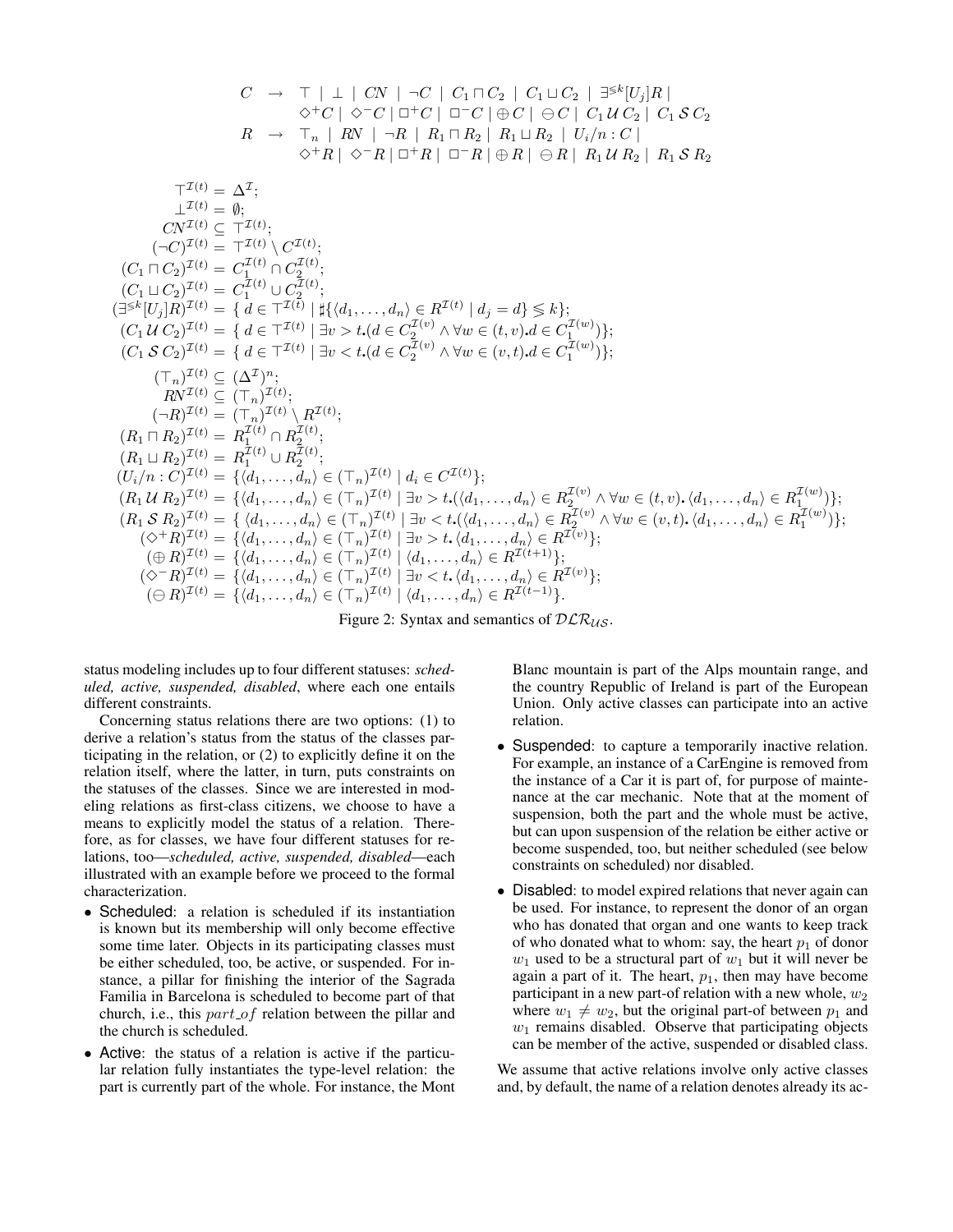$$
\begin{array}{rcl}
C & \rightarrow & \top \mid \bot \mid CN \mid \neg C \mid C_1 \sqcap C_2 \mid C_1 \sqcup C_2 \mid \exists^{\lessgtr k}[U_j]R \mid \\
 & & \Diamond^+ C \mid \Diamond^- C \mid \Box^+ C \mid \Box^- C \mid \oplus C \mid \ominus C \mid C_1 \,\mathcal{U}\, C_2 \mid C_1 \,\mathcal{S}\, C_2 \\
R & \rightarrow & \top_n \mid RN \mid \neg R \mid R_1 \sqcap R_2 \mid R_1 \sqcup R_2 \mid U_i/n : C \mid \\
 & & \Diamond^+ R \mid \Diamond^- R \mid \Box^+ R \mid \Box^- R \mid \oplus R \mid \ominus R \mid R_1 \,\mathcal{U}\, R_2 \mid R_1 \,\mathcal{S}\, R_2
\end{array}
$$

$$
\begin{array}{rcl}
\top^{\mathcal{I}(t)} & = & \Delta^{\mathcal{I}}; \\
\bot^{\mathcal{I}(t)} & = & \emptyset; \\
CN^{\mathcal{I}(t)} & \subseteq & \top^{\mathcal{I}(t)}; \\
(\neg C)^{\mathcal{I}(t)} & = & \top^{\mathcal{I}(t)} \setminus C^{\mathcal{I}(t)}; \\
(C_1 \sqcap C_2)^{\mathcal{I}(t)} & = & C_1^{\mathcal{I}(t)} \cap C_2^{\mathcal{I}(t)}; \\
(C_1 \sqcup C_2)^{\mathcal{I}(t)} & = & C_1^{\mathcal{I}(t)} \cup C_2^{\mathcal{I}(t)}; \\
(\exists^{\lessgtr k}[U_j]R)^{\mathcal{I}(t)} & = & \{\, d \in \top^{\mathcal{I}(t)} \mid \sharp\{\langle d_1, \ldots, d_n\rangle \in R^{\mathcal{I}(t)} \mid d_j = d\} \lessgtr k\}; \\
(C_1 \,\mathcal{U}\, C_2)^{\mathcal{I}(t)} & = & \{\, d \in \top^{\mathcal{I}(t)} \mid \exists v > t. (d \in C_2^{\mathcal{I}(v)} \wedge \forall w \in (t,v). d \in C_1^{\mathcal{I}(w)})\}; \\
(C_1 \,\mathcal{S}\, C_2)^{\mathcal{I}(t)} & = & \{\, d \in \top^{\mathcal{I}(t)} \mid \exists v < t. (d \in C_2^{\mathcal{I}(v)} \wedge \forall w \in (v,t). d \in C_1^{\mathcal{I}(w)})\}; \\
(\top_n)^{\mathcal{I}(t)} & \subseteq & (\Delta^{\mathcal{I}})^n; \\
RN^{\mathcal{I}(t)} & \subseteq & (\top_n)^{\mathcal{I}(t)}; \\
(\neg R)^{\mathcal{I}(t)} & = & (\top_n)^{\mathcal{I}(t)} \setminus R^{\mathcal{I}(t)}; \\
(R_1 \sqcap R_2)^{\mathcal{I}(t)} & = & R_1^{\mathcal{I}(t)} \cap R_2^{\mathcal{I}(t)}; \\
(R_1 \sqcup R_2)^{\mathcal{I}(t)} & = & R_1^{\mathcal{I}(t)} \cup R_2^{\mathcal{I}(t)}; \\
(U_i/n : C)^{\mathcal{I}(t)} & = & \{\langle d_1, \ldots, d_n\rangle \in (\top_n)^{\mathcal{I}(t)} \mid d_i \in C^{\mathcal{I}(t)}\}; \\
(R_1 \,\mathcal{U}\, R_2)^{\mathcal{I}(t)} & = & \{\langle d_1, \ldots, d_n\rangle \in (\top_n)^{\mathcal{I}(t)} \mid \exists v > t. (\langle d_1, \ldots, d_n\rangle \in R_2^{\mathcal{I}(v)} \wedge \forall w \in (t,v). \langle d_1, \ldots, d_n\rangle \in R_1^{\mathcal{I}(w)})\}; \\
(R_1 \,\mathcal{S}\, R_2)^{\mathcal{I}(t)} & = & \{\, \langle d_1, \ldots, d_n\rangle \in (\top_n)^{\mathcal{I}(t)} \mid \exists v < t. (\langle d_1, \ldots, d_n\rangle \in R_2^{\mathcal{I}(v)} \wedge \forall w \in (v,t). \langle d_1, \ldots, d_n\rangle \in R_1^{\mathcal{I}(w)})\}; \\
(\Diamond^+ R)^{\mathcal{I}(t)} & = & \{\langle d_1, \ldots, d_n\rangle \in (\top_n)^{\mathcal{I}(t)} \mid \exists v > t. \langle d_1, \ldots, d_n\rangle \in R^{\mathcal{I}(v)}\}; \\
(\oplus R)^{\mathcal{I}(t)} & = & \{\langle d_1, \ldots, d_n\rangle \in (\top_n)^{\mathcal{I}(t)} \mid \langle d_1, \ldots, d_n\rangle \in R^{\mathcal{I}(t+1)}\}; \\
(\Diamond^- R)^{\mathcal{I}(t)} & = & \{\langle d_1, \ldots, d_n\rangle \in (\top_n)^{\mathcal{I}(t)} \mid \exists v < t. \langle d_1, \ldots, d_n\rangle \in R^{\mathcal{I}(v)}\}; \\
(\ominus R)^{\mathcal{I}(t)} & = & \{\langle d_1, \ldots, d_n\rangle \in (\top_n)^{\mathcal{I}(t)} \mid \langle d_1, \ldots, d_n\rangle \in R^{\mathcal{I}(t-1)}\}.
\end{array}
$$

Figure 2: Syntax and semantics of $\mathcal{DLR}_{\mathcal{US}}$.

status modeling includes up to four different statuses: *scheduled, active, suspended, disabled*, where each one entails different constraints.

Concerning status relations there are two options: (1) to derive a relation's status from the status of the classes participating in the relation, or (2) to explicitly define it on the relation itself, where the latter, in turn, puts constraints on the statuses of the classes. Since we are interested in modeling relations as first-class citizens, we choose to have a means to explicitly model the status of a relation. Therefore, as for classes, we have four different statuses for relations, too—*scheduled, active, suspended, disabled*—each illustrated with an example before we proceed to the formal characterization.

- Scheduled: a relation is scheduled if its instantiation is known but its membership will only become effective some time later. Objects in its participating classes must be either scheduled, too, be active, or suspended. For instance, a pillar for finishing the interior of the Sagrada Familia in Barcelona is scheduled to become part of that church, i.e., this *part_of* relation between the pillar and the church is scheduled.
- Active: the status of a relation is active if the particular relation fully instantiates the type-level relation: the part is currently part of the whole. For instance, the Mont Blanc mountain is part of the Alps mountain range, and the country Republic of Ireland is part of the European Union. Only active classes can participate into an active relation.
- Suspended: to capture a temporarily inactive relation. For example, an instance of a CarEngine is removed from the instance of a Car it is part of, for purpose of maintenance at the car mechanic. Note that at the moment of suspension, both the part and the whole must be active, but can upon suspension of the relation be either active or become suspended, too, but neither scheduled (see below constraints on scheduled) nor disabled.
- Disabled: to model expired relations that never again can be used. For instance, to represent the donor of an organ who has donated that organ and one wants to keep track of who donated what to whom: say, the heart $p_1$ of donor $w_1$ used to be a structural part of $w_1$ but it will never be again a part of it. The heart, $p_1$, then may have become participant in a new part-of relation with a new whole, $w_2$ where $w_1 \neq w_2$, but the original part-of between $p_1$ and $w_1$ remains disabled. Observe that participating objects can be member of the active, suspended or disabled class.

We assume that active relations involve only active classes and, by default, the name of a relation denotes already its ac-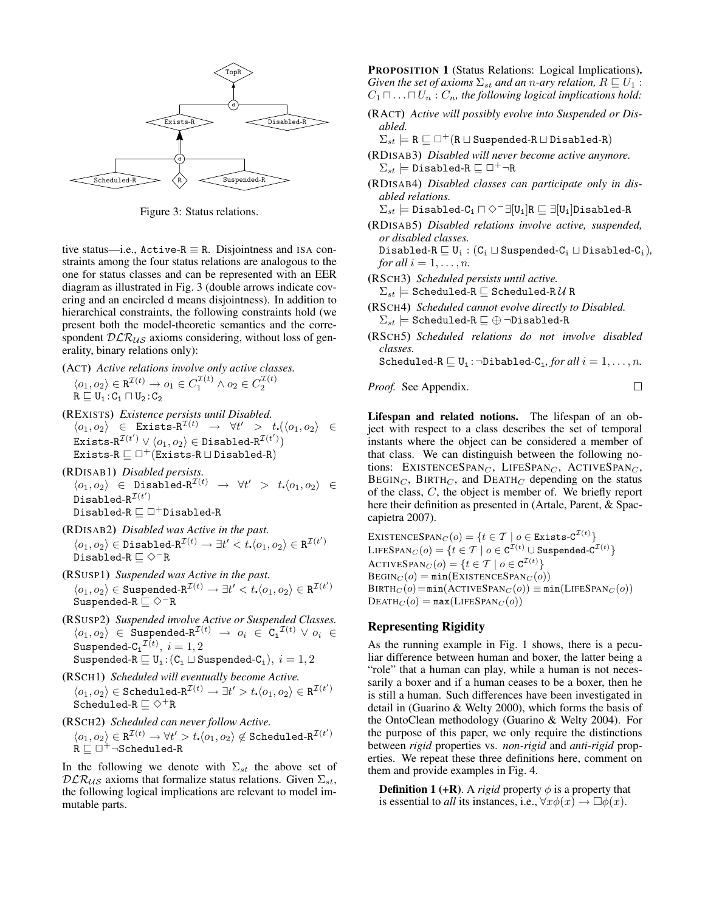Figure 3: Status relations.

tive status—i.e., $\texttt{Active-R} \equiv \texttt{R}$. Disjointness and ISA constraints among the four status relations are analogous to the one for status classes and can be represented with an EER diagram as illustrated in Fig. 3 (double arrows indicate covering and an encircled d means disjointness). In addition to hierarchical constraints, the following constraints hold (we present both the model-theoretic semantics and the correspondent $\mathcal{DLR}_{\mathcal{US}}$ axioms considering, without loss of generality, binary relations only):

**(ACT)** *Active relations involve only active classes.*
$\langle o_1, o_2\rangle \in \texttt{R}^{\mathcal{I}(t)} \rightarrow o_1 \in C_1^{\mathcal{I}(t)} \wedge o_2 \in C_2^{\mathcal{I}(t)}$
$\texttt{R} \sqsubseteq \texttt{U}_1 : \texttt{C}_1 \sqcap \texttt{U}_2 : \texttt{C}_2$

**(REXISTS)** *Existence persists until Disabled.*
$\langle o_1, o_2\rangle \in \texttt{Exists-R}^{\mathcal{I}(t)} \rightarrow \forall t' > t.(\langle o_1, o_2\rangle \in \texttt{Exists-R}^{\mathcal{I}(t')} \vee \langle o_1, o_2\rangle \in \texttt{Disabled-R}^{\mathcal{I}(t')})$
$\texttt{Exists-R} \sqsubseteq \Box^+(\texttt{Exists-R} \sqcup \texttt{Disabled-R})$

**(RDISAB1)** *Disabled persists.*
$\langle o_1, o_2\rangle \in \texttt{Disabled-R}^{\mathcal{I}(t)} \rightarrow \forall t' > t.\langle o_1, o_2\rangle \in \texttt{Disabled-R}^{\mathcal{I}(t')}$
$\texttt{Disabled-R} \sqsubseteq \Box^+\texttt{Disabled-R}$

**(RDISAB2)** *Disabled was Active in the past.*
$\langle o_1, o_2\rangle \in \texttt{Disabled-R}^{\mathcal{I}(t)} \rightarrow \exists t' < t.\langle o_1, o_2\rangle \in \texttt{R}^{\mathcal{I}(t')}$
$\texttt{Disabled-R} \sqsubseteq \Diamond^-\texttt{R}$

**(RSUSP1)** *Suspended was Active in the past.*
$\langle o_1, o_2\rangle \in \texttt{Suspended-R}^{\mathcal{I}(t)} \rightarrow \exists t' < t.\langle o_1, o_2\rangle \in \texttt{R}^{\mathcal{I}(t')}$
$\texttt{Suspended-R} \sqsubseteq \Diamond^-\texttt{R}$

**(RSUSP2)** *Suspended involve Active or Suspended Classes.*
$\langle o_1, o_2\rangle \in \texttt{Suspended-R}^{\mathcal{I}(t)} \rightarrow o_i \in \texttt{C}_\texttt{i}{}^{\mathcal{I}(t)} \vee o_i \in \texttt{Suspended-C}_\texttt{i}{}^{\mathcal{I}(t)},\ i = 1, 2$
$\texttt{Suspended-R} \sqsubseteq \texttt{U}_\texttt{i} : (\texttt{C}_\texttt{i} \sqcup \texttt{Suspended-C}_\texttt{i}),\ i = 1, 2$

**(RSCH1)** *Scheduled will eventually become Active.*
$\langle o_1, o_2\rangle \in \texttt{Scheduled-R}^{\mathcal{I}(t)} \rightarrow \exists t' > t.\langle o_1, o_2\rangle \in \texttt{R}^{\mathcal{I}(t')}$
$\texttt{Scheduled-R} \sqsubseteq \Diamond^+\texttt{R}$

**(RSCH2)** *Scheduled can never follow Active.*
$\langle o_1, o_2\rangle \in \texttt{R}^{\mathcal{I}(t)} \rightarrow \forall t' > t.\langle o_1, o_2\rangle \notin \texttt{Scheduled-R}^{\mathcal{I}(t')}$
$\texttt{R} \sqsubseteq \Box^+\neg\texttt{Scheduled-R}$

In the following we denote with $\Sigma_{st}$ the above set of $\mathcal{DLR}_{\mathcal{US}}$ axioms that formalize status relations. Given $\Sigma_{st}$, the following logical implications are relevant to model immutable parts.

**PROPOSITION 1** (Status Relations: Logical Implications). *Given the set of axioms $\Sigma_{st}$ and an $n$-ary relation, $R \sqsubseteq U_1 : C_1 \sqcap \ldots \sqcap U_n : C_n$, the following logical implications hold:*

**(RACT)** *Active will possibly evolve into Suspended or Disabled.*
$\Sigma_{st} \models \texttt{R} \sqsubseteq \Box^+(\texttt{R} \sqcup \texttt{Suspended-R} \sqcup \texttt{Disabled-R})$

**(RDISAB3)** *Disabled will never become active anymore.*
$\Sigma_{st} \models \texttt{Disabled-R} \sqsubseteq \Box^+\neg\texttt{R}$

**(RDISAB4)** *Disabled classes can participate only in disabled relations.*
$\Sigma_{st} \models \texttt{Disabled-C}_\texttt{i} \sqcap \Diamond^-\exists[\texttt{U}_\texttt{i}]\texttt{R} \sqsubseteq \exists[\texttt{U}_\texttt{i}]\texttt{Disabled-R}$

**(RDISAB5)** *Disabled relations involve active, suspended, or disabled classes.*
$\texttt{Disabled-R} \sqsubseteq \texttt{U}_\texttt{i} : (\texttt{C}_\texttt{i} \sqcup \texttt{Suspended-C}_\texttt{i} \sqcup \texttt{Disabled-C}_\texttt{i})$, *for all $i = 1, \ldots, n$.*

**(RSCH3)** *Scheduled persists until active.*
$\Sigma_{st} \models \texttt{Scheduled-R} \sqsubseteq \texttt{Scheduled-R}\,\mathcal{U}\,\texttt{R}$

**(RSCH4)** *Scheduled cannot evolve directly to Disabled.*
$\Sigma_{st} \models \texttt{Scheduled-R} \sqsubseteq \oplus\neg\texttt{Disabled-R}$

**(RSCH5)** *Scheduled relations do not involve disabled classes.*
$\texttt{Scheduled-R} \sqsubseteq \texttt{U}_\texttt{i} : \neg\texttt{Dibabled-C}_\texttt{i}$, *for all $i = 1, \ldots, n$.*

*Proof.* See Appendix. $\square$

**Lifespan and related notions.** The lifespan of an object with respect to a class describes the set of temporal instants where the object can be considered a member of that class. We can distinguish between the following notions: EXISTENCESPAN$_C$, LIFESPAN$_C$, ACTIVESPAN$_C$, BEGIN$_C$, BIRTH$_C$, and DEATH$_C$ depending on the status of the class, $C$, the object is member of. We briefly report here their definition as presented in (Artale, Parent, & Spaccapietra 2007).

$\textsc{ExistenceSpan}_C(o) = \{t \in \mathcal{T} \mid o \in \texttt{Exists-C}^{\mathcal{I}(t)}\}$
$\textsc{LifeSpan}_C(o) = \{t \in \mathcal{T} \mid o \in \texttt{C}^{\mathcal{I}(t)} \cup \texttt{Suspended-C}^{\mathcal{I}(t)}\}$
$\textsc{ActiveSpan}_C(o) = \{t \in \mathcal{T} \mid o \in \texttt{C}^{\mathcal{I}(t)}\}$
$\textsc{Begin}_C(o) = \texttt{min}(\textsc{ExistenceSpan}_C(o))$
$\textsc{Birth}_C(o) = \texttt{min}(\textsc{ActiveSpan}_C(o)) \equiv \texttt{min}(\textsc{LifeSpan}_C(o))$
$\textsc{Death}_C(o) = \texttt{max}(\textsc{LifeSpan}_C(o))$

## Representing Rigidity

As the running example in Fig. 1 shows, there is a peculiar difference between human and boxer, the latter being a "role" that a human can play, while a human is not necessarily a boxer and if a human ceases to be a boxer, then he is still a human. Such differences have been investigated in detail in (Guarino & Welty 2000), which forms the basis of the OntoClean methodology (Guarino & Welty 2004). For the purpose of this paper, we only require the distinctions between *rigid* properties vs. *non-rigid* and *anti-rigid* properties. We repeat these three definitions here, comment on them and provide examples in Fig. 4.

**Definition 1 (+R)**. A *rigid* property $\phi$ is a property that is essential to *all* its instances, i.e., $\forall x \phi(x) \rightarrow \Box\phi(x)$.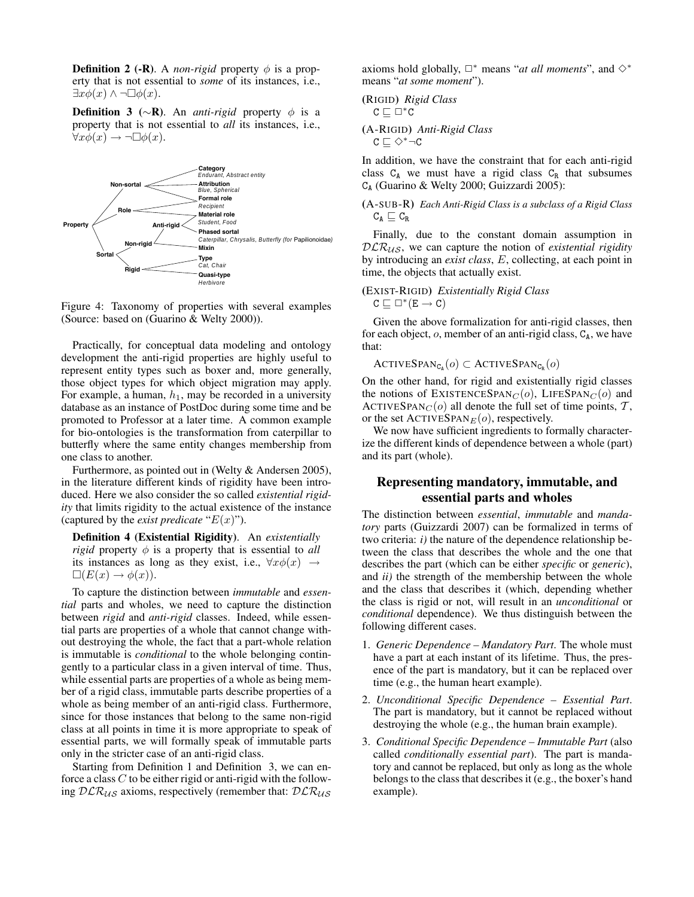**Definition 2 (-R)**. A *non-rigid* property $\phi$ is a property that is not essential to *some* of its instances, i.e., $\exists x \phi(x) \wedge \neg \Box \phi(x)$.

**Definition 3 ($\sim$R)**. An *anti-rigid* property $\phi$ is a property that is not essential to *all* its instances, i.e., $\forall x \phi(x) \rightarrow \neg \Box \phi(x)$.

Figure 4: Taxonomy of properties with several examples (Source: based on (Guarino & Welty 2000)).

Practically, for conceptual data modeling and ontology development the anti-rigid properties are highly useful to represent entity types such as boxer and, more generally, those object types for which object migration may apply. For example, a human, $h_1$, may be recorded in a university database as an instance of PostDoc during some time and be promoted to Professor at a later time. A common example for bio-ontologies is the transformation from caterpillar to butterfly where the same entity changes membership from one class to another.

Furthermore, as pointed out in (Welty & Andersen 2005), in the literature different kinds of rigidity have been introduced. Here we also consider the so called *existential rigidity* that limits rigidity to the actual existence of the instance (captured by the *exist predicate* "$E(x)$").

**Definition 4 (Existential Rigidity)**. An *existentially rigid* property $\phi$ is a property that is essential to *all* its instances as long as they exist, i.e., $\forall x \phi(x) \rightarrow \Box(E(x) \rightarrow \phi(x))$.

To capture the distinction between *immutable* and *essential* parts and wholes, we need to capture the distinction between *rigid* and *anti-rigid* classes. Indeed, while essential parts are properties of a whole that cannot change without destroying the whole, the fact that a part-whole relation is immutable is *conditional* to the whole belonging contingently to a particular class in a given interval of time. Thus, while essential parts are properties of a whole as being member of a rigid class, immutable parts describe properties of a whole as being member of an anti-rigid class. Furthermore, since for those instances that belong to the same non-rigid class at all points in time it is more appropriate to speak of essential parts, we will formally speak of immutable parts only in the stricter case of an anti-rigid class.

Starting from Definition 1 and Definition 3, we can enforce a class $C$ to be either rigid or anti-rigid with the following $\mathcal{DLR}_{\mathcal{US}}$ axioms, respectively (remember that: $\mathcal{DLR}_{\mathcal{US}}$ axioms hold globally, $\Box^*$ means "*at all moments*", and $\Diamond^*$ means "*at some moment*").

(RIGID) *Rigid Class*
$\mathtt{C} \sqsubseteq \Box^* \mathtt{C}$

(A-RIGID) *Anti-Rigid Class*
$\mathtt{C} \sqsubseteq \Diamond^* \neg \mathtt{C}$

In addition, we have the constraint that for each anti-rigid class $\mathtt{C_A}$ we must have a rigid class $\mathtt{C_R}$ that subsumes $\mathtt{C_A}$ (Guarino & Welty 2000; Guizzardi 2005):

(A-SUB-R) *Each Anti-Rigid Class is a subclass of a Rigid Class*
$\mathtt{C_A} \sqsubseteq \mathtt{C_R}$

Finally, due to the constant domain assumption in $\mathcal{DLR}_{\mathcal{US}}$, we can capture the notion of *existential rigidity* by introducing an *exist class*, $E$, collecting, at each point in time, the objects that actually exist.

(EXIST-RIGID) *Existentially Rigid Class*
$\mathtt{C} \sqsubseteq \Box^* (\mathtt{E} \rightarrow \mathtt{C})$

Given the above formalization for anti-rigid classes, then for each object, $o$, member of an anti-rigid class, $\mathtt{C_A}$, we have that:

$\text{ACTIVESPAN}_{\mathtt{C_A}}(o) \subset \text{ACTIVESPAN}_{\mathtt{C_R}}(o)$

On the other hand, for rigid and existentially rigid classes the notions of $\text{EXISTENCESPAN}_C(o)$, $\text{LIFESPAN}_C(o)$ and $\text{ACTIVESPAN}_C(o)$ all denote the full set of time points, $\mathcal{T}$, or the set $\text{ACTIVESPAN}_E(o)$, respectively.

We now have sufficient ingredients to formally characterize the different kinds of dependence between a whole (part) and its part (whole).

## Representing mandatory, immutable, and essential parts and wholes

The distinction between *essential*, *immutable* and *mandatory* parts (Guizzardi 2007) can be formalized in terms of two criteria: *i)* the nature of the dependence relationship between the class that describes the whole and the one that describes the part (which can be either *specific* or *generic*), and *ii)* the strength of the membership between the whole and the class that describes it (which, depending whether the class is rigid or not, will result in an *unconditional* or *conditional* dependence). We thus distinguish between the following different cases.

1. *Generic Dependence – Mandatory Part*. The whole must have a part at each instant of its lifetime. Thus, the presence of the part is mandatory, but it can be replaced over time (e.g., the human heart example).
2. *Unconditional Specific Dependence – Essential Part*. The part is mandatory, but it cannot be replaced without destroying the whole (e.g., the human brain example).
3. *Conditional Specific Dependence – Immutable Part* (also called *conditionally essential part*). The part is mandatory and cannot be replaced, but only as long as the whole belongs to the class that describes it (e.g., the boxer's hand example).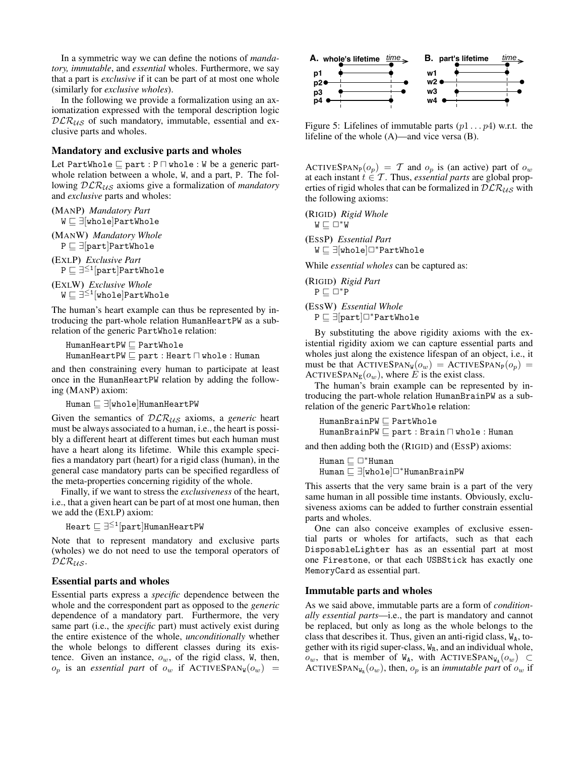In a symmetric way we can define the notions of *mandatory, immutable*, and *essential* wholes. Furthermore, we say that a part is *exclusive* if it can be part of at most one whole (similarly for *exclusive wholes*).

In the following we provide a formalization using an axiomatization expressed with the temporal description logic $\mathcal{DLR}_{\mathcal{US}}$ of such mandatory, immutable, essential and exclusive parts and wholes.

### Mandatory and exclusive parts and wholes

Let $\texttt{PartWhole} \sqsubseteq \texttt{part} : \texttt{P} \sqcap \texttt{whole} : \texttt{W}$ be a generic part-whole relation between a whole, W, and a part, P. The following $\mathcal{DLR}_{\mathcal{US}}$ axioms give a formalization of *mandatory* and *exclusive* parts and wholes:

**(MANP)** *Mandatory Part*
$\texttt{W} \sqsubseteq \exists[\texttt{whole}]\texttt{PartWhole}$

**(MANW)** *Mandatory Whole*
$\texttt{P} \sqsubseteq \exists[\texttt{part}]\texttt{PartWhole}$

**(EXLP)** *Exclusive Part*
$\texttt{P} \sqsubseteq \exists^{\leq 1}[\texttt{part}]\texttt{PartWhole}$

**(EXLW)** *Exclusive Whole*
$\texttt{W} \sqsubseteq \exists^{\leq 1}[\texttt{whole}]\texttt{PartWhole}$

The human's heart example can thus be represented by introducing the part-whole relation HumanHeartPW as a subrelation of the generic PartWhole relation:

$\texttt{HumanHeartPW} \sqsubseteq \texttt{PartWhole}$
$\texttt{HumanHeartPW} \sqsubseteq \texttt{part} : \texttt{Heart} \sqcap \texttt{whole} : \texttt{Human}$

and then constraining every human to participate at least once in the HumanHeartPW relation by adding the following (MANP) axiom:

$\texttt{Human} \sqsubseteq \exists[\texttt{whole}]\texttt{HumanHeartPW}$

Given the semantics of $\mathcal{DLR}_{\mathcal{US}}$ axioms, a *generic* heart must be always associated to a human, i.e., the heart is possibly a different heart at different times but each human must have a heart along its lifetime. While this example specifies a mandatory part (heart) for a rigid class (human), in the general case mandatory parts can be specified regardless of the meta-properties concerning rigidity of the whole.

Finally, if we want to stress the *exclusiveness* of the heart, i.e., that a given heart can be part of at most one human, then we add the (EXLP) axiom:

$\texttt{Heart} \sqsubseteq \exists^{\leq 1}[\texttt{part}]\texttt{HumanHeartPW}$

Note that to represent mandatory and exclusive parts (wholes) we do not need to use the temporal operators of $\mathcal{DLR}_{\mathcal{US}}$.

### Essential parts and wholes

Essential parts express a *specific* dependence between the whole and the correspondent part as opposed to the *generic* dependence of a mandatory part. Furthermore, the very same part (i.e., the *specific* part) must actively exist during the entire existence of the whole, *unconditionally* whether the whole belongs to different classes during its existence. Given an instance, $o_w$, of the rigid class, W, then, $o_p$ is an *essential part* of $o_w$ if $\textsc{ActiveSpan}_{\texttt{W}}(o_w) = \textsc{ActiveSpan}_{\texttt{P}}(o_p) = \mathcal{T}$ and $o_p$ is (an active) part of $o_w$ at each instant $t \in \mathcal{T}$. Thus, *essential parts* are global properties of rigid wholes that can be formalized in $\mathcal{DLR}_{\mathcal{US}}$ with the following axioms:

Figure 5: Lifelines of immutable parts ($p1 \ldots p4$) w.r.t. the lifeline of the whole (A)—and vice versa (B).

**(RIGID)** *Rigid Whole*
$\texttt{W} \sqsubseteq \Box^{*}\texttt{W}$

**(ESSP)** *Essential Part*
$\texttt{W} \sqsubseteq \exists[\texttt{whole}]\Box^{*}\texttt{PartWhole}$

While *essential wholes* can be captured as:

**(RIGID)** *Rigid Part*
$\texttt{P} \sqsubseteq \Box^{*}\texttt{P}$

**(ESSW)** *Essential Whole*
$\texttt{P} \sqsubseteq \exists[\texttt{part}]\Box^{*}\texttt{PartWhole}$

By substituting the above rigidity axioms with the existential rigidity axiom we can capture essential parts and wholes just along the existence lifespan of an object, i.e., it must be that $\textsc{ActiveSpan}_{\texttt{W}}(o_w) = \textsc{ActiveSpan}_{\texttt{P}}(o_p) = \textsc{ActiveSpan}_{\texttt{E}}(o_w)$, where $E$ is the exist class.

The human's brain example can be represented by introducing the part-whole relation HumanBrainPW as a subrelation of the generic PartWhole relation:

$\texttt{HumanBrainPW} \sqsubseteq \texttt{PartWhole}$
$\texttt{HumanBrainPW} \sqsubseteq \texttt{part} : \texttt{Brain} \sqcap \texttt{whole} : \texttt{Human}$

and then adding both the (RIGID) and (ESSP) axioms:

$\texttt{Human} \sqsubseteq \Box^{*}\texttt{Human}$
$\texttt{Human} \sqsubseteq \exists[\texttt{whole}]\Box^{*}\texttt{HumanBrainPW}$

This asserts that the very same brain is a part of the very same human in all possible time instants. Obviously, exclusiveness axioms can be added to further constrain essential parts and wholes.

One can also conceive examples of exclusive essential parts or wholes for artifacts, such as that each DisposableLighter has as an essential part at most one Firestone, or that each USBStick has exactly one MemoryCard as essential part.

### Immutable parts and wholes

As we said above, immutable parts are a form of *conditionally essential parts*—i.e., the part is mandatory and cannot be replaced, but only as long as the whole belongs to the class that describes it. Thus, given an anti-rigid class, $\texttt{W}_{\texttt{A}}$, together with its rigid super-class, $\texttt{W}_{\texttt{R}}$, and an individual whole, $o_w$, that is member of $\texttt{W}_{\texttt{A}}$, with $\textsc{ActiveSpan}_{\texttt{W}_{\texttt{A}}}(o_w) \subset \textsc{ActiveSpan}_{\texttt{W}_{\texttt{R}}}(o_w)$, then, $o_p$ is an *immutable part* of $o_w$ if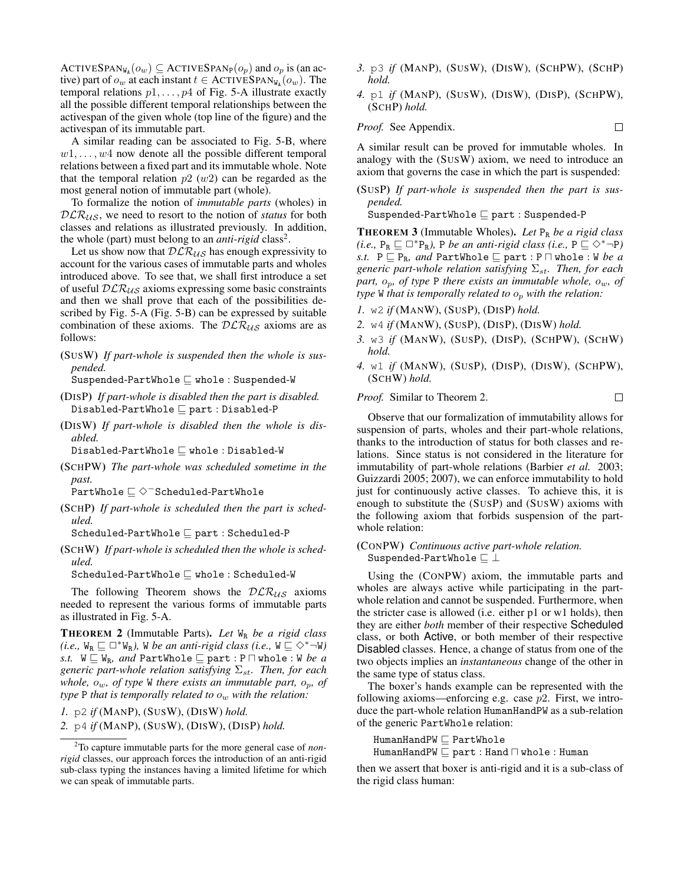$\text{ActiveSpan}_{\mathtt{W_A}}(o_w) \subseteq \text{ActiveSpan}_{\mathtt{P}}(o_p)$ and $o_p$ is (an active) part of $o_w$ at each instant $t \in \text{ActiveSpan}_{\mathtt{W_A}}(o_w)$. The temporal relations $p1, \ldots, p4$ of Fig. 5-A illustrate exactly all the possible different temporal relationships between the activespan of the given whole (top line of the figure) and the activespan of its immutable part.

A similar reading can be associated to Fig. 5-B, where $w1, \ldots, w4$ now denote all the possible different temporal relations between a fixed part and its immutable whole. Note that the temporal relation $p2$ ($w2$) can be regarded as the most general notion of immutable part (whole).

To formalize the notion of *immutable parts* (wholes) in $\mathcal{DLR}_{\mathcal{US}}$, we need to resort to the notion of *status* for both classes and relations as illustrated previously. In addition, the whole (part) must belong to an *anti-rigid* class[2].

Let us show now that $\mathcal{DLR}_{\mathcal{US}}$ has enough expressivity to account for the various cases of immutable parts and wholes introduced above. To see that, we shall first introduce a set of useful $\mathcal{DLR}_{\mathcal{US}}$ axioms expressing some basic constraints and then we shall prove that each of the possibilities described by Fig. 5-A (Fig. 5-B) can be expressed by suitable combination of these axioms. The $\mathcal{DLR}_{\mathcal{US}}$ axioms are as follows:

**(SusW)** *If part-whole is suspended then the whole is suspended.*
$\mathtt{Suspended\text{-}PartWhole} \sqsubseteq \mathtt{whole} : \mathtt{Suspended\text{-}W}$

**(DisP)** *If part-whole is disabled then the part is disabled.*
$\mathtt{Disabled\text{-}PartWhole} \sqsubseteq \mathtt{part} : \mathtt{Disabled\text{-}P}$

**(DisW)** *If part-whole is disabled then the whole is disabled.*
$\mathtt{Disabled\text{-}PartWhole} \sqsubseteq \mathtt{whole} : \mathtt{Disabled\text{-}W}$

**(SchPW)** *The part-whole was scheduled sometime in the past.*
$\mathtt{PartWhole} \sqsubseteq \Diamond^{-}\mathtt{Scheduled\text{-}PartWhole}$

**(SchP)** *If part-whole is scheduled then the part is scheduled.*
$\mathtt{Scheduled\text{-}PartWhole} \sqsubseteq \mathtt{part} : \mathtt{Scheduled\text{-}P}$

**(SchW)** *If part-whole is scheduled then the whole is scheduled.*
$\mathtt{Scheduled\text{-}PartWhole} \sqsubseteq \mathtt{whole} : \mathtt{Scheduled\text{-}W}$

The following Theorem shows the $\mathcal{DLR}_{\mathcal{US}}$ axioms needed to represent the various forms of immutable parts as illustrated in Fig. 5-A.

**Theorem 2** (Immutable Parts). *Let* $\mathtt{W_R}$ *be a rigid class (i.e.,* $\mathtt{W_R} \sqsubseteq \Box^{*}\mathtt{W_R}$*),* $\mathtt{W}$ *be an anti-rigid class (i.e.,* $\mathtt{W} \sqsubseteq \Diamond^{*}\neg\mathtt{W}$*) s.t.* $\mathtt{W} \sqsubseteq \mathtt{W_R}$*, and* $\mathtt{PartWhole} \sqsubseteq \mathtt{part} : \mathtt{P} \sqcap \mathtt{whole} : \mathtt{W}$ *be a generic part-whole relation satisfying* $\Sigma_{st}$*. Then, for each whole,* $o_w$*, of type* $\mathtt{W}$ *there exists an immutable part,* $o_p$*, of type* $\mathtt{P}$ *that is temporally related to* $o_w$ *with the relation:*

1. $\mathtt{p2}$ *if* (ManP), (SusW), (DisW) *hold.*
2. $\mathtt{p4}$ *if* (ManP), (SusW), (DisW), (DisP) *hold.*
3. $\mathtt{p3}$ *if* (ManP), (SusW), (DisW), (SchPW), (SchP) *hold.*
4. $\mathtt{p1}$ *if* (ManP), (SusW), (DisW), (DisP), (SchPW), (SchP) *hold.*

*Proof.* See Appendix. □

A similar result can be proved for immutable wholes. In analogy with the (SusW) axiom, we need to introduce an axiom that governs the case in which the part is suspended:

**(SusP)** *If part-whole is suspended then the part is suspended.*
$\mathtt{Suspended\text{-}PartWhole} \sqsubseteq \mathtt{part} : \mathtt{Suspended\text{-}P}$

**Theorem 3** (Immutable Wholes). *Let* $\mathtt{P_R}$ *be a rigid class (i.e.,* $\mathtt{P_R} \sqsubseteq \Box^{*}\mathtt{P_R}$*),* $\mathtt{P}$ *be an anti-rigid class (i.e.,* $\mathtt{P} \sqsubseteq \Diamond^{*}\neg\mathtt{P}$*) s.t.* $\mathtt{P} \sqsubseteq \mathtt{P_R}$*, and* $\mathtt{PartWhole} \sqsubseteq \mathtt{part} : \mathtt{P} \sqcap \mathtt{whole} : \mathtt{W}$ *be a generic part-whole relation satisfying* $\Sigma_{st}$*. Then, for each part,* $o_p$*, of type* $\mathtt{P}$ *there exists an immutable whole,* $o_w$*, of type* $\mathtt{W}$ *that is temporally related to* $o_p$ *with the relation:*

1. $\mathtt{w2}$ *if* (ManW), (SusP), (DisP) *hold.*
2. $\mathtt{w4}$ *if* (ManW), (SusP), (DisP), (DisW) *hold.*
3. $\mathtt{w3}$ *if* (ManW), (SusP), (DisP), (SchPW), (SchW) *hold.*
4. $\mathtt{w1}$ *if* (ManW), (SusP), (DisP), (DisW), (SchPW), (SchW) *hold.*

*Proof.* Similar to Theorem 2. □

Observe that our formalization of immutability allows for suspension of parts, wholes and their part-whole relations, thanks to the introduction of status for both classes and relations. Since status is not considered in the literature for immutability of part-whole relations (Barbier *et al.* 2003; Guizzardi 2005; 2007), we can enforce immutability to hold just for continuously active classes. To achieve this, it is enough to substitute the (SusP) and (SusW) axioms with the following axiom that forbids suspension of the part-whole relation:

**(ConPW)** *Continuous active part-whole relation.*
$\mathtt{Suspended\text{-}PartWhole} \sqsubseteq \bot$

Using the (ConPW) axiom, the immutable parts and wholes are always active while participating in the part-whole relation and cannot be suspended. Furthermore, when the stricter case is allowed (i.e. either p1 or w1 holds), then they are either *both* member of their respective Scheduled class, or both Active, or both member of their respective Disabled classes. Hence, a change of status from one of the two objects implies an *instantaneous* change of the other in the same type of status class.

The boxer's hands example can be represented with the following axioms—enforcing e.g. case $p2$. First, we introduce the part-whole relation HumanHandPW as a sub-relation of the generic PartWhole relation:

$\mathtt{HumanHandPW} \sqsubseteq \mathtt{PartWhole}$
$\mathtt{HumanHandPW} \sqsubseteq \mathtt{part} : \mathtt{Hand} \sqcap \mathtt{whole} : \mathtt{Human}$

then we assert that boxer is anti-rigid and it is a sub-class of the rigid class human:

[2] To capture immutable parts for the more general case of *non-rigid* classes, our approach forces the introduction of an anti-rigid sub-class typing the instances having a limited lifetime for which we can speak of immutable parts.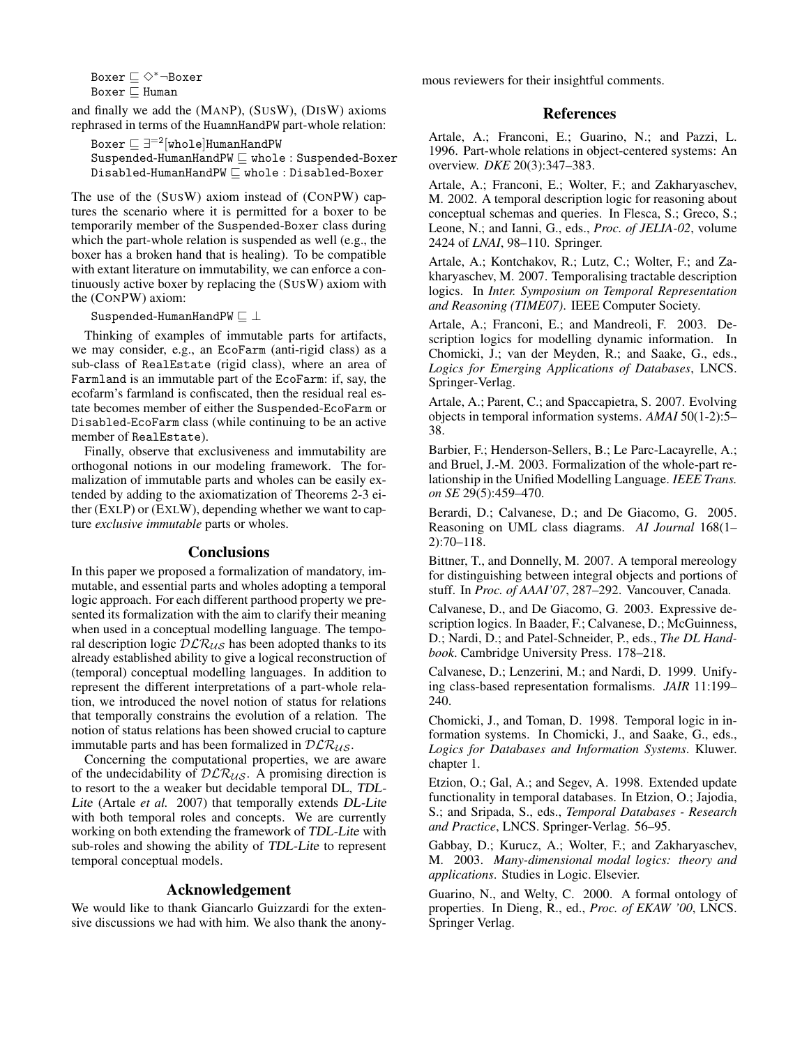$\texttt{Boxer} \sqsubseteq \Diamond^* \neg \texttt{Boxer}$
$\texttt{Boxer} \sqsubseteq \texttt{Human}$

and finally we add the (MANP), (SUSW), (DISW) axioms rephrased in terms of the HuamnHandPW part-whole relation:

$\texttt{Boxer} \sqsubseteq \exists^{=2}[\texttt{whole}]\texttt{HumanHandPW}$
$\texttt{Suspended-HumanHandPW} \sqsubseteq \texttt{whole} : \texttt{Suspended-Boxer}$
$\texttt{Disabled-HumanHandPW} \sqsubseteq \texttt{whole} : \texttt{Disabled-Boxer}$

The use of the (SUSW) axiom instead of (CONPW) captures the scenario where it is permitted for a boxer to be temporarily member of the Suspended-Boxer class during which the part-whole relation is suspended as well (e.g., the boxer has a broken hand that is healing). To be compatible with extant literature on immutability, we can enforce a continuously active boxer by replacing the (SUSW) axiom with the (CONPW) axiom:

$\texttt{Suspended-HumanHandPW} \sqsubseteq \bot$

Thinking of examples of immutable parts for artifacts, we may consider, e.g., an EcoFarm (anti-rigid class) as a sub-class of RealEstate (rigid class), where an area of Farmland is an immutable part of the EcoFarm: if, say, the ecofarm's farmland is confiscated, then the residual real estate becomes member of either the Suspended-EcoFarm or Disabled-EcoFarm class (while continuing to be an active member of RealEstate).

Finally, observe that exclusiveness and immutability are orthogonal notions in our modeling framework. The formalization of immutable parts and wholes can be easily extended by adding to the axiomatization of Theorems 2-3 either (EXLP) or (EXLW), depending whether we want to capture *exclusive immutable* parts or wholes.

## Conclusions

In this paper we proposed a formalization of mandatory, immutable, and essential parts and wholes adopting a temporal logic approach. For each different parthood property we presented its formalization with the aim to clarify their meaning when used in a conceptual modelling language. The temporal description logic $\mathcal{DLR}_{\mathcal{US}}$ has been adopted thanks to its already established ability to give a logical reconstruction of (temporal) conceptual modelling languages. In addition to represent the different interpretations of a part-whole relation, we introduced the novel notion of status for relations that temporally constrains the evolution of a relation. The notion of status relations has been showed crucial to capture immutable parts and has been formalized in $\mathcal{DLR}_{\mathcal{US}}$.

Concerning the computational properties, we are aware of the undecidability of $\mathcal{DLR}_{\mathcal{US}}$. A promising direction is to resort to the a weaker but decidable temporal DL, *TDL-Lite* (Artale *et al.* 2007) that temporally extends *DL-Lite* with both temporal roles and concepts. We are currently working on both extending the framework of *TDL-Lite* with sub-roles and showing the ability of *TDL-Lite* to represent temporal conceptual models.

## Acknowledgement

We would like to thank Giancarlo Guizzardi for the extensive discussions we had with him. We also thank the anonymous reviewers for their insightful comments.

## References

Artale, A.; Franconi, E.; Guarino, N.; and Pazzi, L. 1996. Part-whole relations in object-centered systems: An overview. *DKE* 20(3):347–383.

Artale, A.; Franconi, E.; Wolter, F.; and Zakharyaschev, M. 2002. A temporal description logic for reasoning about conceptual schemas and queries. In Flesca, S.; Greco, S.; Leone, N.; and Ianni, G., eds., *Proc. of JELIA-02*, volume 2424 of *LNAI*, 98–110. Springer.

Artale, A.; Kontchakov, R.; Lutz, C.; Wolter, F.; and Zakharyaschev, M. 2007. Temporalising tractable description logics. In *Inter. Symposium on Temporal Representation and Reasoning (TIME07)*. IEEE Computer Society.

Artale, A.; Franconi, E.; and Mandreoli, F. 2003. Description logics for modelling dynamic information. In Chomicki, J.; van der Meyden, R.; and Saake, G., eds., *Logics for Emerging Applications of Databases*, LNCS. Springer-Verlag.

Artale, A.; Parent, C.; and Spaccapietra, S. 2007. Evolving objects in temporal information systems. *AMAI* 50(1-2):5–38.

Barbier, F.; Henderson-Sellers, B.; Le Parc-Lacayrelle, A.; and Bruel, J.-M. 2003. Formalization of the whole-part relationship in the Unified Modelling Language. *IEEE Trans. on SE* 29(5):459–470.

Berardi, D.; Calvanese, D.; and De Giacomo, G. 2005. Reasoning on UML class diagrams. *AI Journal* 168(1–2):70–118.

Bittner, T., and Donnelly, M. 2007. A temporal mereology for distinguishing between integral objects and portions of stuff. In *Proc. of AAAI'07*, 287–292. Vancouver, Canada.

Calvanese, D., and De Giacomo, G. 2003. Expressive description logics. In Baader, F.; Calvanese, D.; McGuinness, D.; Nardi, D.; and Patel-Schneider, P., eds., *The DL Handbook*. Cambridge University Press. 178–218.

Calvanese, D.; Lenzerini, M.; and Nardi, D. 1999. Unifying class-based representation formalisms. *JAIR* 11:199–240.

Chomicki, J., and Toman, D. 1998. Temporal logic in information systems. In Chomicki, J., and Saake, G., eds., *Logics for Databases and Information Systems*. Kluwer. chapter 1.

Etzion, O.; Gal, A.; and Segev, A. 1998. Extended update functionality in temporal databases. In Etzion, O.; Jajodia, S.; and Sripada, S., eds., *Temporal Databases - Research and Practice*, LNCS. Springer-Verlag. 56–95.

Gabbay, D.; Kurucz, A.; Wolter, F.; and Zakharyaschev, M. 2003. *Many-dimensional modal logics: theory and applications*. Studies in Logic. Elsevier.

Guarino, N., and Welty, C. 2000. A formal ontology of properties. In Dieng, R., ed., *Proc. of EKAW '00*, LNCS. Springer Verlag.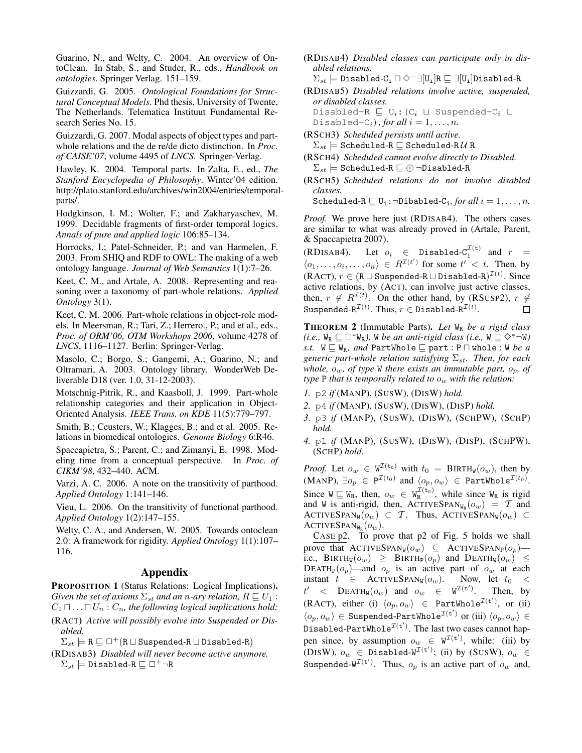Guarino, N., and Welty, C. 2004. An overview of OntoClean. In Stab, S., and Studer, R., eds., *Handbook on ontologies*. Springer Verlag. 151–159.

Guizzardi, G. 2005. *Ontological Foundations for Structural Conceptual Models*. Phd thesis, University of Twente, The Netherlands. Telematica Instituut Fundamental Research Series No. 15.

Guizzardi, G. 2007. Modal aspects of object types and part-whole relations and the de re/de dicto distinction. In *Proc. of CAiSE'07*, volume 4495 of *LNCS*. Springer-Verlag.

Hawley, K. 2004. Temporal parts. In Zalta, E., ed., *The Stanford Encyclopedia of Philosophy*. Winter'04 edition. http://plato.stanford.edu/archives/win2004/entries/temporal-parts/.

Hodgkinson, I. M.; Wolter, F.; and Zakharyaschev, M. 1999. Decidable fragments of first-order temporal logics. *Annals of pure and applied logic* 106:85–134.

Horrocks, I.; Patel-Schneider, P.; and van Harmelen, F. 2003. From SHIQ and RDF to OWL: The making of a web ontology language. *Journal of Web Semantics* 1(1):7–26.

Keet, C. M., and Artale, A. 2008. Representing and reasoning over a taxonomy of part-whole relations. *Applied Ontology* 3(1).

Keet, C. M. 2006. Part-whole relations in object-role models. In Meersman, R.; Tari, Z.; Herrero., P.; and et al., eds., *Proc. of ORM'06, OTM Workshops 2006*, volume 4278 of *LNCS*, 1116–1127. Berlin: Springer-Verlag.

Masolo, C.; Borgo, S.; Gangemi, A.; Guarino, N.; and Oltramari, A. 2003. Ontology library. WonderWeb Deliverable D18 (ver. 1.0, 31-12-2003).

Motschnig-Pitrik, R., and Kaasboll, J. 1999. Part-whole relationship categories and their application in Object-Oriented Analysis. *IEEE Trans. on KDE* 11(5):779–797.

Smith, B.; Ceusters, W.; Klagges, B.; and et al. 2005. Relations in biomedical ontologies. *Genome Biology* 6:R46.

Spaccapietra, S.; Parent, C.; and Zimanyi, E. 1998. Modeling time from a conceptual perspective. In *Proc. of CIKM'98*, 432–440. ACM.

Varzi, A. C. 2006. A note on the transitivity of parthood. *Applied Ontology* 1:141–146.

Vieu, L. 2006. On the transitivity of functional parthood. *Applied Ontology* 1(2):147–155.

Welty, C. A., and Andersen, W. 2005. Towards ontoclean 2.0: A framework for rigidity. *Applied Ontology* 1(1):107–116.

## Appendix

**PROPOSITION 1** (Status Relations: Logical Implications). *Given the set of axioms $\Sigma_{st}$ and an $n$-ary relation, $R \sqsubseteq U_1 : C_1 \sqcap \ldots \sqcap U_n : C_n$, the following logical implications hold:*

(RACT) *Active will possibly evolve into Suspended or Disabled.*
$\Sigma_{st} \models \texttt{R} \sqsubseteq \Box^+(\texttt{R} \sqcup \texttt{Suspended-R} \sqcup \texttt{Disabled-R})$

(RDISAB3) *Disabled will never become active anymore.*
$\Sigma_{st} \models \texttt{Disabled-R} \sqsubseteq \Box^+ \neg\texttt{R}$

(RDISAB4) *Disabled classes can participate only in disabled relations.*
$\Sigma_{st} \models \texttt{Disabled-C}_\texttt{i} \sqcap \Diamond^- \exists[\texttt{U}_\texttt{i}]\texttt{R} \sqsubseteq \exists[\texttt{U}_\texttt{i}]\texttt{Disabled-R}$

(RDISAB5) *Disabled relations involve active, suspended, or disabled classes.*
$\texttt{Disabled-R} \sqsubseteq \texttt{U}_\texttt{i} : (C_i \sqcup \texttt{Suspended-}C_i \sqcup \texttt{Disabled-}C_i)$, *for all* $i = 1, \ldots, n$.

(RSCH3) *Scheduled persists until active.*
$\Sigma_{st} \models \texttt{Scheduled-R} \sqsubseteq \texttt{Scheduled-R} \, \mathcal{U} \, \texttt{R}$

(RSCH4) *Scheduled cannot evolve directly to Disabled.*
$\Sigma_{st} \models \texttt{Scheduled-R} \sqsubseteq \oplus \neg\texttt{Disabled-R}$

(RSCH5) *Scheduled relations do not involve disabled classes.*
$\texttt{Scheduled-R} \sqsubseteq \texttt{U}_\texttt{i} : \neg\texttt{Dibabled-C}_\texttt{i}$, *for all* $i = 1, \ldots, n$.

*Proof.* We prove here just (RDISAB4). The others cases are similar to what was already proved in (Artale, Parent, & Spaccapietra 2007).

(RDISAB4). Let $o_i \in \texttt{Disabled-C}_\texttt{i}^{\mathcal{I}(t)}$ and $r = \langle o_1, \ldots, o_i, \ldots, o_n \rangle \in R^{\mathcal{I}(t')}$ for some $t' < t$. Then, by (RACT), $r \in (\texttt{R} \sqcup \texttt{Suspended-R} \sqcup \texttt{Disabled-R})^{\mathcal{I}(t)}$. Since active relations, by (ACT), can involve just active classes, then, $r \notin R^{\mathcal{I}(t)}$. On the other hand, by (RSUSP2), $r \notin \texttt{Suspended-R}^{\mathcal{I}(t)}$. Thus, $r \in \texttt{Disabled-R}^{\mathcal{I}(t)}$. □

**THEOREM 2** (Immutable Parts). *Let $\texttt{W}_\texttt{R}$ be a rigid class (i.e., $\texttt{W}_\texttt{R} \sqsubseteq \Box^* \texttt{W}_\texttt{R}$), $\texttt{W}$ be an anti-rigid class (i.e., $\texttt{W} \sqsubseteq \Diamond^* \neg \texttt{W}$) s.t. $\texttt{W} \sqsubseteq \texttt{W}_\texttt{R}$, and $\texttt{PartWhole} \sqsubseteq \texttt{part} : \texttt{P} \sqcap \texttt{whole} : \texttt{W}$ be a generic part-whole relation satisfying $\Sigma_{st}$. Then, for each whole, $o_w$, of type $\texttt{W}$ there exists an immutable part, $o_p$, of type $\texttt{P}$ that is temporally related to $o_w$ with the relation:*

1. p2 *if* (MANP), (SUSW), (DISW) *hold.*
2. p4 *if* (MANP), (SUSW), (DISW), (DISP) *hold.*
3. p3 *if* (MANP), (SUSW), (DISW), (SCHPW), (SCHP) *hold.*
4. p1 *if* (MANP), (SUSW), (DISW), (DISP), (SCHPW), (SCHP) *hold.*

*Proof.* Let $o_w \in \texttt{W}^{\mathcal{I}(t_0)}$ with $t_0 = \textsc{Birth}_\texttt{W}(o_w)$, then by (MANP), $\exists o_p \in \texttt{P}^{\mathcal{I}(t_0)}$ and $\langle o_p, o_w \rangle \in \texttt{PartWhole}^{\mathcal{I}(t_0)}$. Since $\texttt{W} \sqsubseteq \texttt{W}_\texttt{R}$, then, $o_w \in \texttt{W}_\texttt{R}^{\mathcal{I}(t_0)}$, while since $\texttt{W}_\texttt{R}$ is rigid and $\texttt{W}$ is anti-rigid, then, $\textsc{ActiveSpan}_{\texttt{W}_\texttt{R}}(o_w) = \mathcal{T}$ and $\textsc{ActiveSpan}_\texttt{W}(o_w) \subset \mathcal{T}$. Thus, $\textsc{ActiveSpan}_\texttt{W}(o_w) \subset \textsc{ActiveSpan}_{\texttt{W}_\texttt{R}}(o_w)$.

CASE p2. To prove that p2 of Fig. 5 holds we shall prove that $\textsc{ActiveSpan}_\texttt{W}(o_w) \subseteq \textsc{ActiveSpan}_\texttt{P}(o_p)$—i.e., $\textsc{Birth}_\texttt{W}(o_w) \geq \textsc{Birth}_\texttt{P}(o_p)$ and $\textsc{Death}_\texttt{W}(o_w) \leq \textsc{Death}_\texttt{P}(o_p)$—and $o_p$ is an active part of $o_w$ at each instant $t \in \textsc{ActiveSpan}_\texttt{W}(o_w)$. Now, let $t_0 < t' < \textsc{Death}_\texttt{W}(o_w)$ and $o_w \in \texttt{W}^{\mathcal{I}(\texttt{t}')}$. Then, by (RACT), either (i) $\langle o_p, o_w \rangle \in \texttt{PartWhole}^{\mathcal{I}(\texttt{t}')}$, or (ii) $\langle o_p, o_w \rangle \in \texttt{Suspended-PartWhole}^{\mathcal{I}(\texttt{t}')}$ or (iii) $\langle o_p, o_w \rangle \in \texttt{Disabled-PartWhole}^{\mathcal{I}(\texttt{t}')}$. The last two cases cannot happen since, by assumption $o_w \in \texttt{W}^{\mathcal{I}(\texttt{t}')}$, while: (iii) by (DISW), $o_w \in \texttt{Disabled-W}^{\mathcal{I}(\texttt{t}')}$; (ii) by (SUSW), $o_w \in \texttt{Suspended-W}^{\mathcal{I}(\texttt{t}')}$. Thus, $o_p$ is an active part of $o_w$ and,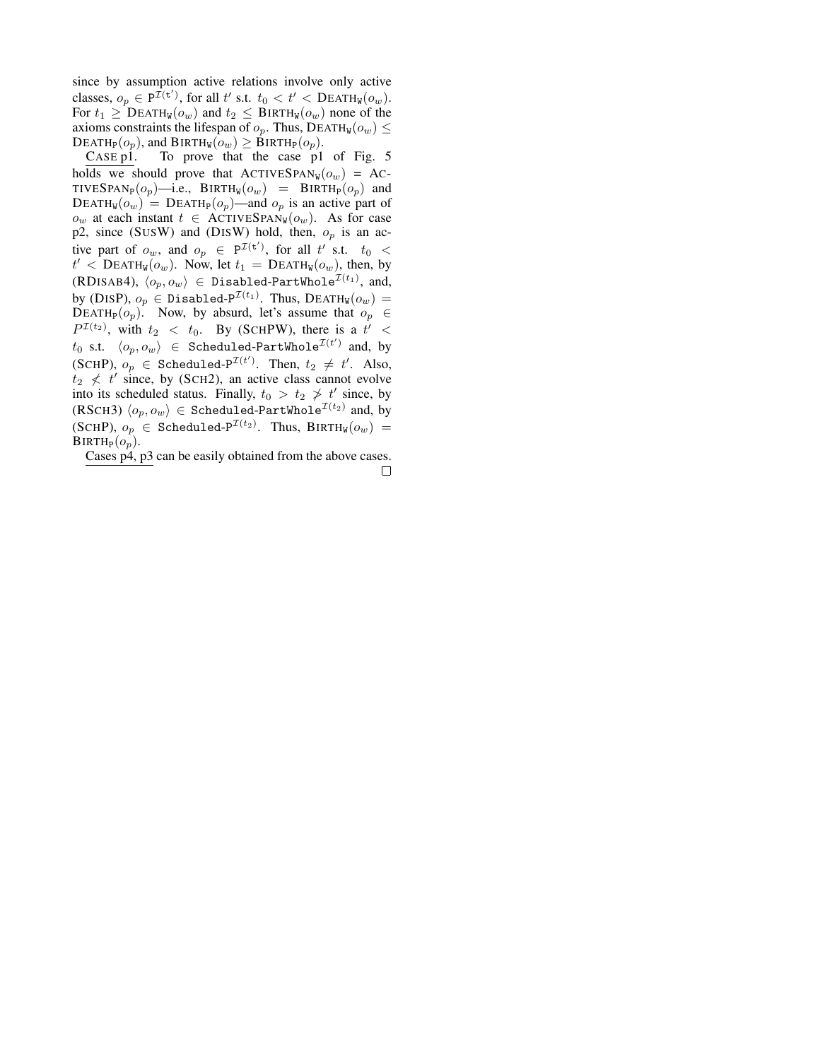since by assumption active relations involve only active classes, $o_p \in \mathtt{P}^{\mathcal{I}(\mathtt{t}')}$, for all $t'$ s.t. $t_0 < t' < \textsc{Death}_{\mathtt{W}}(o_w)$. For $t_1 \geq \textsc{Death}_{\mathtt{W}}(o_w)$ and $t_2 \leq \textsc{Birth}_{\mathtt{W}}(o_w)$ none of the axioms constraints the lifespan of $o_p$. Thus, $\textsc{Death}_{\mathtt{W}}(o_w) \leq \textsc{Death}_{\mathtt{P}}(o_p)$, and $\textsc{Birth}_{\mathtt{W}}(o_w) \geq \textsc{Birth}_{\mathtt{P}}(o_p)$.

<u>CASE p1</u>. To prove that the case p1 of Fig. 5 holds we should prove that $\textsc{ActiveSpan}_{\mathtt{W}}(o_w) = \textsc{ActiveSpan}_{\mathtt{P}}(o_p)$—i.e., $\textsc{Birth}_{\mathtt{W}}(o_w) = \textsc{Birth}_{\mathtt{P}}(o_p)$ and $\textsc{Death}_{\mathtt{W}}(o_w) = \textsc{Death}_{\mathtt{P}}(o_p)$—and $o_p$ is an active part of $o_w$ at each instant $t \in \textsc{ActiveSpan}_{\mathtt{W}}(o_w)$. As for case p2, since (SUSW) and (DISW) hold, then, $o_p$ is an active part of $o_w$, and $o_p \in \mathtt{P}^{\mathcal{I}(\mathtt{t}')}$, for all $t'$ s.t. $t_0 < t' < \textsc{Death}_{\mathtt{W}}(o_w)$. Now, let $t_1 = \textsc{Death}_{\mathtt{W}}(o_w)$, then, by (RDISAB4), $\langle o_p, o_w \rangle \in \mathtt{Disabled\text{-}PartWhole}^{\mathcal{I}(t_1)}$, and, by (DISP), $o_p \in \mathtt{Disabled\text{-}P}^{\mathcal{I}(t_1)}$. Thus, $\textsc{Death}_{\mathtt{W}}(o_w) = \textsc{Death}_{\mathtt{P}}(o_p)$. Now, by absurd, let's assume that $o_p \in P^{\mathcal{I}(t_2)}$, with $t_2 < t_0$. By (SCHPW), there is a $t' < t_0$ s.t. $\langle o_p, o_w \rangle \in \mathtt{Scheduled\text{-}PartWhole}^{\mathcal{I}(t')}$ and, by (SCHP), $o_p \in \mathtt{Scheduled\text{-}P}^{\mathcal{I}(t')}$. Then, $t_2 \neq t'$. Also, $t_2 \not< t'$ since, by (SCH2), an active class cannot evolve into its scheduled status. Finally, $t_0 > t_2 \not> t'$ since, by (RSCH3) $\langle o_p, o_w \rangle \in \mathtt{Scheduled\text{-}PartWhole}^{\mathcal{I}(t_2)}$ and, by (SCHP), $o_p \in \mathtt{Scheduled\text{-}P}^{\mathcal{I}(t_2)}$. Thus, $\textsc{Birth}_{\mathtt{W}}(o_w) = \textsc{Birth}_{\mathtt{P}}(o_p)$.

<u>Cases p4, p3</u> can be easily obtained from the above cases. □